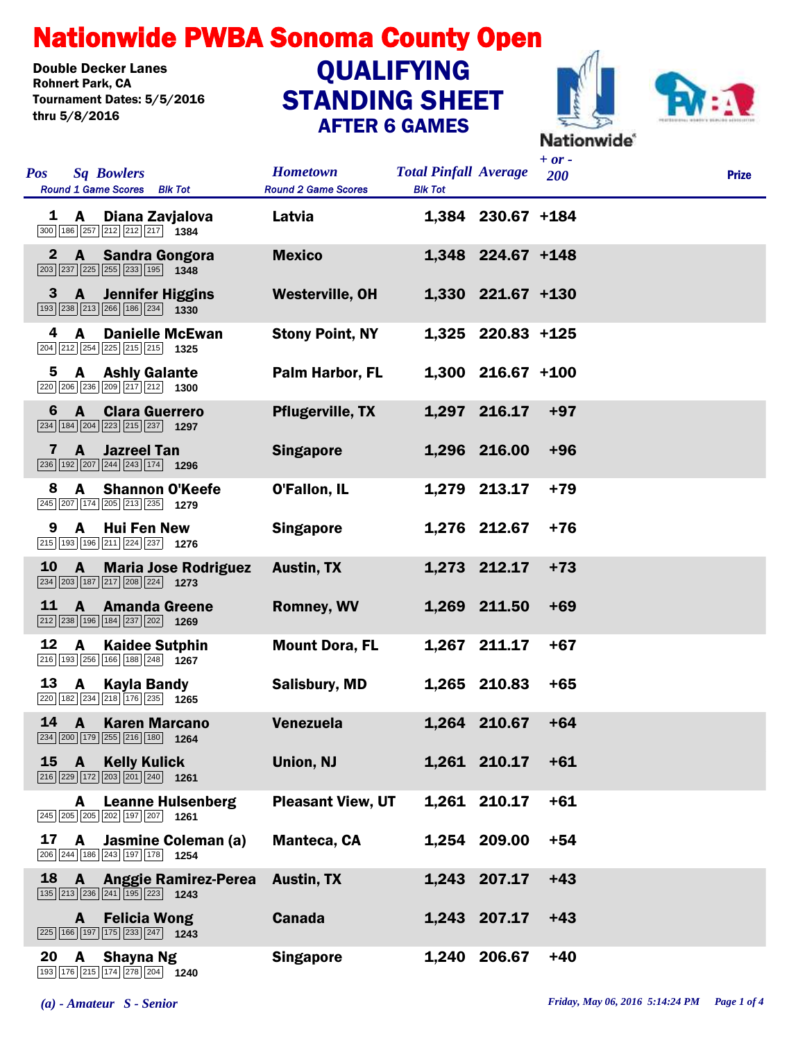# Nationwide PWBA Sonoma County Open

**Double Decker Lanes**
**Rohnert Park, CA**
**Tournament Dates: 5/5/2016 thru 5/8/2016**

## QUALIFYING STANDING SHEET
### AFTER 6 GAMES

| Pos | Sq | Bowlers | Hometown | Total Pinfall | Average | + or - 200 | Prize |
|---|---|---|---|---|---|---|---|
| | | Round 1 Game Scores / Blk Tot | Round 2 Game Scores / Blk Tot | | | | |
| 1 | A | Diana Zavjalova | Latvia | 1,384 | 230.67 | +184 | |
| | | 300 186 257 212 212 217 — 1384 | | | | | |
| 2 | A | Sandra Gongora | Mexico | 1,348 | 224.67 | +148 | |
| | | 203 237 225 255 233 195 — 1348 | | | | | |
| 3 | A | Jennifer Higgins | Westerville, OH | 1,330 | 221.67 | +130 | |
| | | 193 238 213 266 186 234 — 1330 | | | | | |
| 4 | A | Danielle McEwan | Stony Point, NY | 1,325 | 220.83 | +125 | |
| | | 204 212 254 225 215 215 — 1325 | | | | | |
| 5 | A | Ashly Galante | Palm Harbor, FL | 1,300 | 216.67 | +100 | |
| | | 220 206 236 209 217 212 — 1300 | | | | | |
| 6 | A | Clara Guerrero | Pflugerville, TX | 1,297 | 216.17 | +97 | |
| | | 234 184 204 223 215 237 — 1297 | | | | | |
| 7 | A | Jazreel Tan | Singapore | 1,296 | 216.00 | +96 | |
| | | 236 192 207 244 243 174 — 1296 | | | | | |
| 8 | A | Shannon O'Keefe | O'Fallon, IL | 1,279 | 213.17 | +79 | |
| | | 245 207 174 205 213 235 — 1279 | | | | | |
| 9 | A | Hui Fen New | Singapore | 1,276 | 212.67 | +76 | |
| | | 215 193 196 211 224 237 — 1276 | | | | | |
| 10 | A | Maria Jose Rodriguez | Austin, TX | 1,273 | 212.17 | +73 | |
| | | 234 203 187 217 208 224 — 1273 | | | | | |
| 11 | A | Amanda Greene | Romney, WV | 1,269 | 211.50 | +69 | |
| | | 212 238 196 184 237 202 — 1269 | | | | | |
| 12 | A | Kaidee Sutphin | Mount Dora, FL | 1,267 | 211.17 | +67 | |
| | | 216 193 256 166 188 248 — 1267 | | | | | |
| 13 | A | Kayla Bandy | Salisbury, MD | 1,265 | 210.83 | +65 | |
| | | 220 182 234 218 176 235 — 1265 | | | | | |
| 14 | A | Karen Marcano | Venezuela | 1,264 | 210.67 | +64 | |
| | | 234 200 179 255 216 180 — 1264 | | | | | |
| 15 | A | Kelly Kulick | Union, NJ | 1,261 | 210.17 | +61 | |
| | | 216 229 172 203 201 240 — 1261 | | | | | |
| | A | Leanne Hulsenberg | Pleasant View, UT | 1,261 | 210.17 | +61 | |
| | | 245 205 205 202 197 207 — 1261 | | | | | |
| 17 | A | Jasmine Coleman (a) | Manteca, CA | 1,254 | 209.00 | +54 | |
| | | 206 244 186 243 197 178 — 1254 | | | | | |
| 18 | A | Anggie Ramirez-Perea | Austin, TX | 1,243 | 207.17 | +43 | |
| | | 135 213 236 241 195 223 — 1243 | | | | | |
| | A | Felicia Wong | Canada | 1,243 | 207.17 | +43 | |
| | | 225 166 197 175 233 247 — 1243 | | | | | |
| 20 | A | Shayna Ng | Singapore | 1,240 | 206.67 | +40 | |
| | | 193 176 215 174 278 204 — 1240 | | | | | |

*(a) - Amateur S - Senior*

*Friday, May 06, 2016 5:14:24 PM*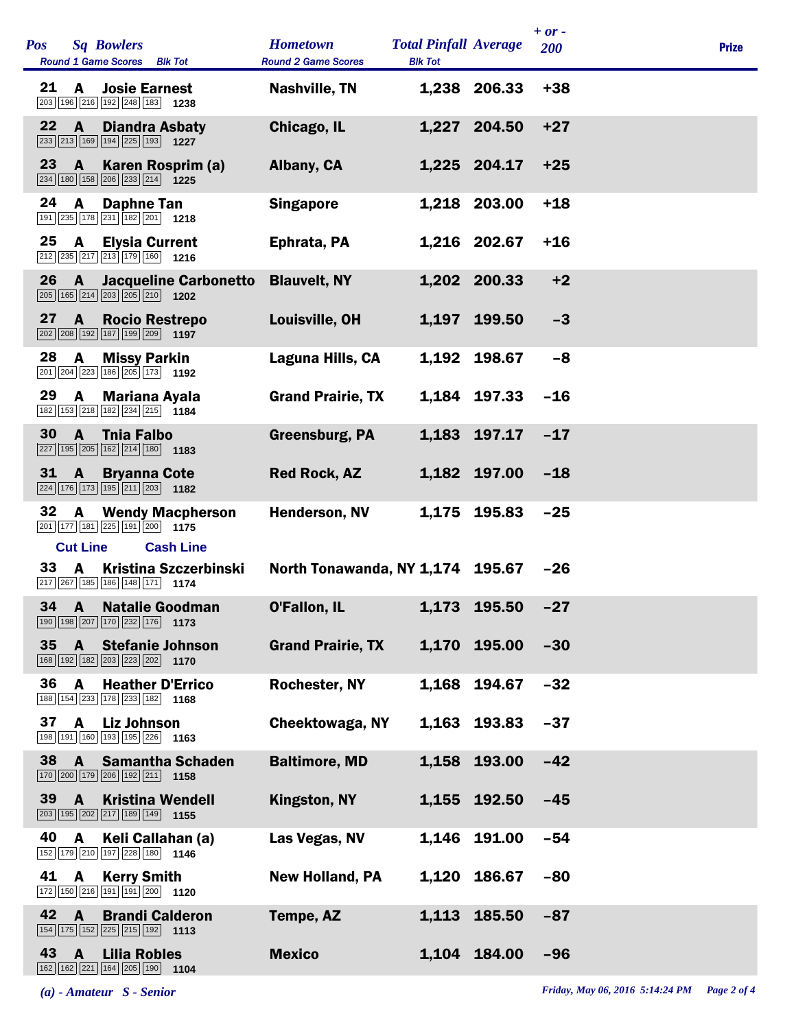| Pos | Sq | Bowlers | Hometown | Total Pinfall | Average | + or - 200 | Prize |
|---|---|---|---|---|---|---|---|
| Round 1 Game Scores | | Blk Tot | Round 2 Game Scores | Blk Tot | | | |
| 21 | A | Josie Earnest | Nashville, TN | 1,238 | 206.33 | +38 | |
| 203 196 216 192 248 183 | | 1238 | | | | | |
| 22 | A | Diandra Asbaty | Chicago, IL | 1,227 | 204.50 | +27 | |
| 233 213 169 194 225 193 | | 1227 | | | | | |
| 23 | A | Karen Rosprim (a) | Albany, CA | 1,225 | 204.17 | +25 | |
| 234 180 158 206 233 214 | | 1225 | | | | | |
| 24 | A | Daphne Tan | Singapore | 1,218 | 203.00 | +18 | |
| 191 235 178 231 182 201 | | 1218 | | | | | |
| 25 | A | Elysia Current | Ephrata, PA | 1,216 | 202.67 | +16 | |
| 212 235 217 213 179 160 | | 1216 | | | | | |
| 26 | A | Jacqueline Carbonetto | Blauvelt, NY | 1,202 | 200.33 | +2 | |
| 205 165 214 203 205 210 | | 1202 | | | | | |
| 27 | A | Rocio Restrepo | Louisville, OH | 1,197 | 199.50 | -3 | |
| 202 208 192 187 199 209 | | 1197 | | | | | |
| 28 | A | Missy Parkin | Laguna Hills, CA | 1,192 | 198.67 | -8 | |
| 201 204 223 186 205 173 | | 1192 | | | | | |
| 29 | A | Mariana Ayala | Grand Prairie, TX | 1,184 | 197.33 | -16 | |
| 182 153 218 182 234 215 | | 1184 | | | | | |
| 30 | A | Tnia Falbo | Greensburg, PA | 1,183 | 197.17 | -17 | |
| 227 195 205 162 214 180 | | 1183 | | | | | |
| 31 | A | Bryanna Cote | Red Rock, AZ | 1,182 | 197.00 | -18 | |
| 224 176 173 195 211 203 | | 1182 | | | | | |
| 32 | A | Wendy Macpherson | Henderson, NV | 1,175 | 195.83 | -25 | |
| 201 177 181 225 191 200 | | 1175 | | | | | |
| Cut Line | | Cash Line | | | | | |
| 33 | A | Kristina Szczerbinski | North Tonawanda, NY | 1,174 | 195.67 | -26 | |
| 217 267 185 186 148 171 | | 1174 | | | | | |
| 34 | A | Natalie Goodman | O'Fallon, IL | 1,173 | 195.50 | -27 | |
| 190 198 207 170 232 176 | | 1173 | | | | | |
| 35 | A | Stefanie Johnson | Grand Prairie, TX | 1,170 | 195.00 | -30 | |
| 168 192 182 203 223 202 | | 1170 | | | | | |
| 36 | A | Heather D'Errico | Rochester, NY | 1,168 | 194.67 | -32 | |
| 188 154 233 178 233 182 | | 1168 | | | | | |
| 37 | A | Liz Johnson | Cheektowaga, NY | 1,163 | 193.83 | -37 | |
| 198 191 160 193 195 226 | | 1163 | | | | | |
| 38 | A | Samantha Schaden | Baltimore, MD | 1,158 | 193.00 | -42 | |
| 170 200 179 206 192 211 | | 1158 | | | | | |
| 39 | A | Kristina Wendell | Kingston, NY | 1,155 | 192.50 | -45 | |
| 203 195 202 217 189 149 | | 1155 | | | | | |
| 40 | A | Keli Callahan (a) | Las Vegas, NV | 1,146 | 191.00 | -54 | |
| 152 179 210 197 228 180 | | 1146 | | | | | |
| 41 | A | Kerry Smith | New Holland, PA | 1,120 | 186.67 | -80 | |
| 172 150 216 191 191 200 | | 1120 | | | | | |
| 42 | A | Brandi Calderon | Tempe, AZ | 1,113 | 185.50 | -87 | |
| 154 175 152 225 215 192 | | 1113 | | | | | |
| 43 | A | Lilia Robles | Mexico | 1,104 | 184.00 | -96 | |
| 162 162 221 164 205 190 | | 1104 | | | | | |

*(a) - Amateur S - Senior*

*Friday, May 06, 2016 5:14:24 PM*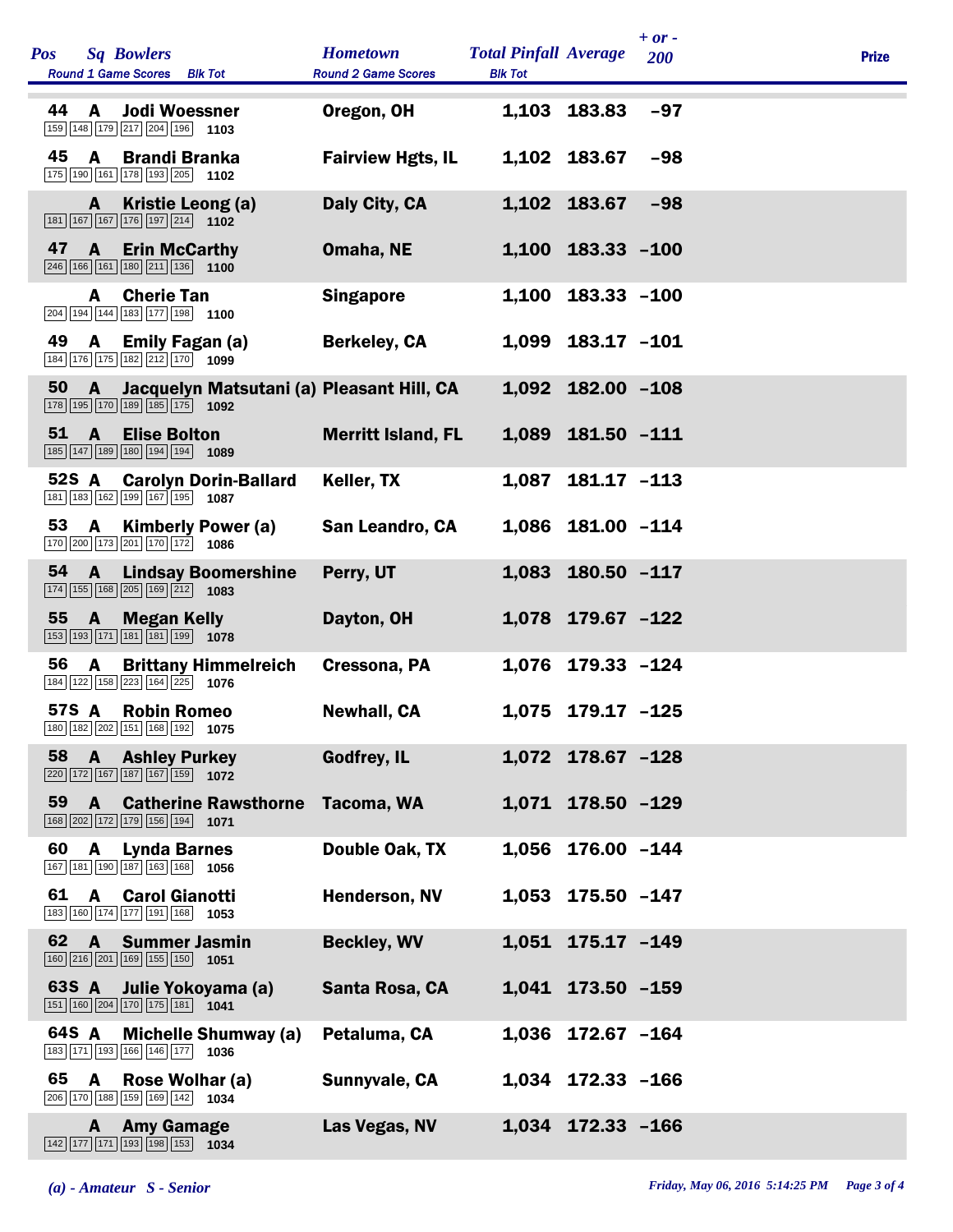| Pos | Sq | Bowlers | Round 1 Game Scores | Blk Tot | Hometown | Total Pinfall | Average | + or - 200 | Prize |
|---|---|---|---|---|---|---|---|---|---|
| 44 | A | Jodi Woessner | 159 148 179 217 204 196 | 1103 | Oregon, OH | 1,103 | 183.83 | -97 | |
| 45 | A | Brandi Branka | 175 190 161 178 193 205 | 1102 | Fairview Hgts, IL | 1,102 | 183.67 | -98 | |
| | A | Kristie Leong (a) | 181 167 167 176 197 214 | 1102 | Daly City, CA | 1,102 | 183.67 | -98 | |
| 47 | A | Erin McCarthy | 246 166 161 180 211 136 | 1100 | Omaha, NE | 1,100 | 183.33 | -100 | |
| | A | Cherie Tan | 204 194 144 183 177 198 | 1100 | Singapore | 1,100 | 183.33 | -100 | |
| 49 | A | Emily Fagan (a) | 184 176 175 182 212 170 | 1099 | Berkeley, CA | 1,099 | 183.17 | -101 | |
| 50 | A | Jacquelyn Matsutani (a) | 178 195 170 189 185 175 | 1092 | Pleasant Hill, CA | 1,092 | 182.00 | -108 | |
| 51 | A | Elise Bolton | 185 147 189 180 194 194 | 1089 | Merritt Island, FL | 1,089 | 181.50 | -111 | |
| 52S | A | Carolyn Dorin-Ballard | 181 183 162 199 167 195 | 1087 | Keller, TX | 1,087 | 181.17 | -113 | |
| 53 | A | Kimberly Power (a) | 170 200 173 201 170 172 | 1086 | San Leandro, CA | 1,086 | 181.00 | -114 | |
| 54 | A | Lindsay Boomershine | 174 155 168 205 169 212 | 1083 | Perry, UT | 1,083 | 180.50 | -117 | |
| 55 | A | Megan Kelly | 153 193 171 181 181 199 | 1078 | Dayton, OH | 1,078 | 179.67 | -122 | |
| 56 | A | Brittany Himmelreich | 184 122 158 223 164 225 | 1076 | Cressona, PA | 1,076 | 179.33 | -124 | |
| 57S | A | Robin Romeo | 180 182 202 151 168 192 | 1075 | Newhall, CA | 1,075 | 179.17 | -125 | |
| 58 | A | Ashley Purkey | 220 172 167 187 167 159 | 1072 | Godfrey, IL | 1,072 | 178.67 | -128 | |
| 59 | A | Catherine Rawsthorne | 168 202 172 179 156 194 | 1071 | Tacoma, WA | 1,071 | 178.50 | -129 | |
| 60 | A | Lynda Barnes | 167 181 190 187 163 168 | 1056 | Double Oak, TX | 1,056 | 176.00 | -144 | |
| 61 | A | Carol Gianotti | 183 160 174 177 191 168 | 1053 | Henderson, NV | 1,053 | 175.50 | -147 | |
| 62 | A | Summer Jasmin | 160 216 201 169 155 150 | 1051 | Beckley, WV | 1,051 | 175.17 | -149 | |
| 63S | A | Julie Yokoyama (a) | 151 160 204 170 175 181 | 1041 | Santa Rosa, CA | 1,041 | 173.50 | -159 | |
| 64S | A | Michelle Shumway (a) | 183 171 193 166 146 177 | 1036 | Petaluma, CA | 1,036 | 172.67 | -164 | |
| 65 | A | Rose Wolhar (a) | 206 170 188 159 169 142 | 1034 | Sunnyvale, CA | 1,034 | 172.33 | -166 | |
| | A | Amy Gamage | 142 177 171 193 198 153 | 1034 | Las Vegas, NV | 1,034 | 172.33 | -166 | |

*(a) - Amateur S - Senior*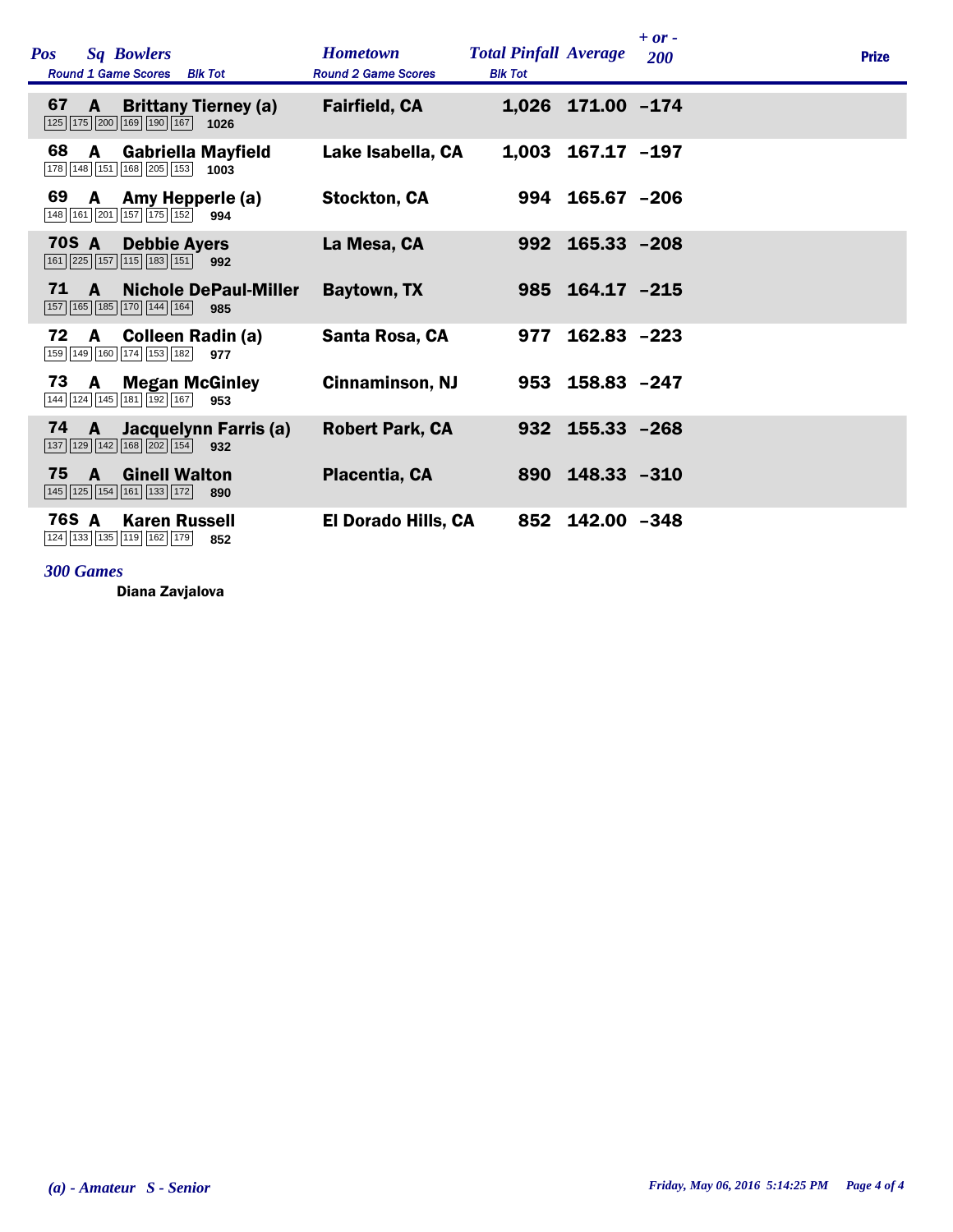| Pos | Sq | Bowlers | Round 1 Game Scores | Blk Tot | Hometown | Total Pinfall | Average | + or - 200 | Prize |
|---|---|---|---|---|---|---|---|---|---|
| 67 | A | Brittany Tierney (a) | 125 175 200 169 190 167 | 1026 | Fairfield, CA | 1,026 | 171.00 | -174 | |
| 68 | A | Gabriella Mayfield | 178 148 151 168 205 153 | 1003 | Lake Isabella, CA | 1,003 | 167.17 | -197 | |
| 69 | A | Amy Hepperle (a) | 148 161 201 157 175 152 | 994 | Stockton, CA | 994 | 165.67 | -206 | |
| 70S | A | Debbie Ayers | 161 225 157 115 183 151 | 992 | La Mesa, CA | 992 | 165.33 | -208 | |
| 71 | A | Nichole DePaul-Miller | 157 165 185 170 144 164 | 985 | Baytown, TX | 985 | 164.17 | -215 | |
| 72 | A | Colleen Radin (a) | 159 149 160 174 153 182 | 977 | Santa Rosa, CA | 977 | 162.83 | -223 | |
| 73 | A | Megan McGinley | 144 124 145 181 192 167 | 953 | Cinnaminson, NJ | 953 | 158.83 | -247 | |
| 74 | A | Jacquelynn Farris (a) | 137 129 142 168 202 154 | 932 | Robert Park, CA | 932 | 155.33 | -268 | |
| 75 | A | Ginell Walton | 145 125 154 161 133 172 | 890 | Placentia, CA | 890 | 148.33 | -310 | |
| 76S | A | Karen Russell | 124 133 135 119 162 179 | 852 | El Dorado Hills, CA | 852 | 142.00 | -348 | |

*300 Games*

Diana Zavjalova

*(a) - Amateur S - Senior*